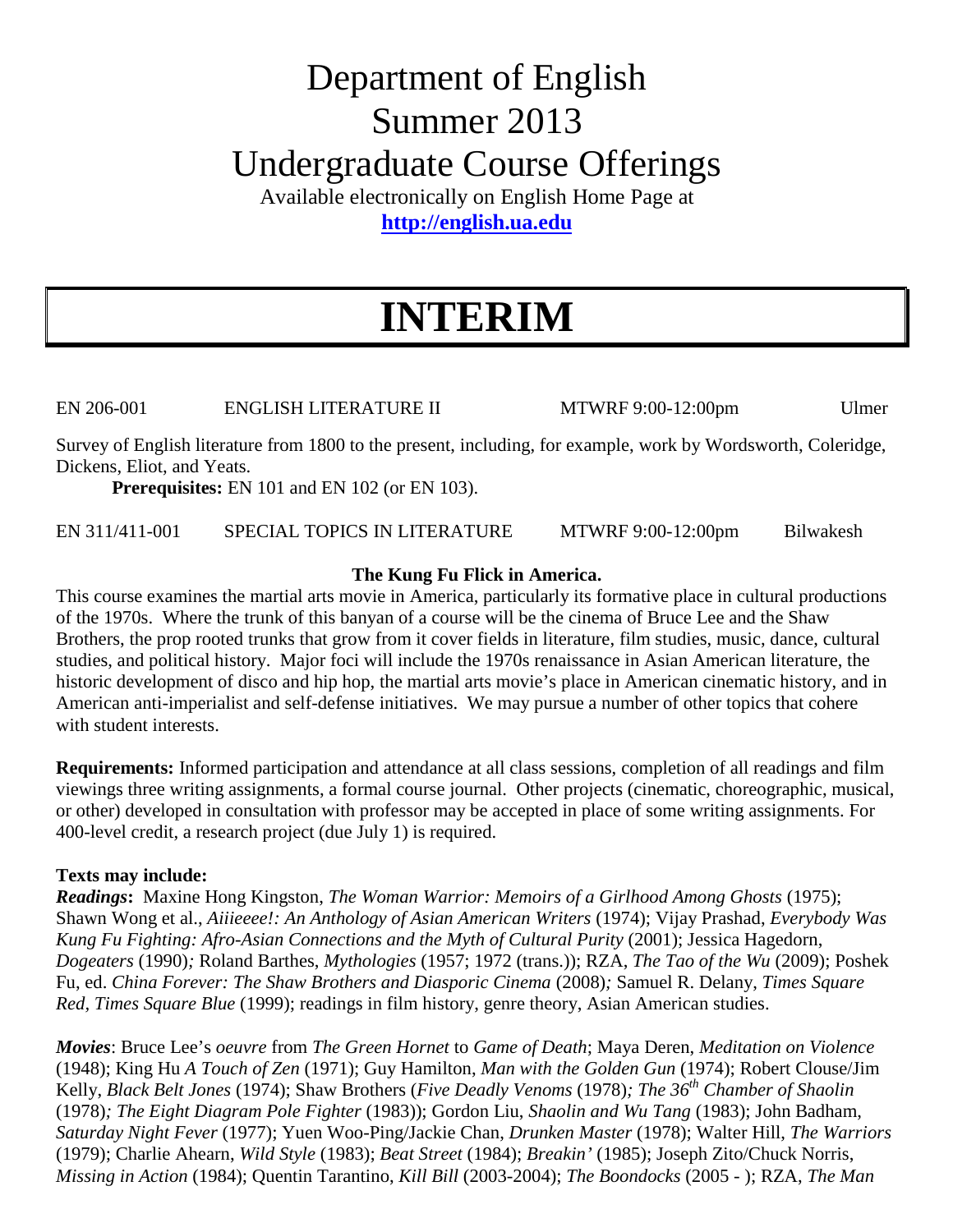# Department of English
# Summer 2013
# Undergraduate Course Offerings

Available electronically on English Home Page at
**http://english.ua.edu**

# INTERIM

EN 206-001 ENGLISH LITERATURE II MTWRF 9:00-12:00pm Ulmer

Survey of English literature from 1800 to the present, including, for example, work by Wordsworth, Coleridge, Dickens, Eliot, and Yeats.

**Prerequisites:** EN 101 and EN 102 (or EN 103).

EN 311/411-001 SPECIAL TOPICS IN LITERATURE MTWRF 9:00-12:00pm Bilwakesh

**The Kung Fu Flick in America.**

This course examines the martial arts movie in America, particularly its formative place in cultural productions of the 1970s. Where the trunk of this banyan of a course will be the cinema of Bruce Lee and the Shaw Brothers, the prop rooted trunks that grow from it cover fields in literature, film studies, music, dance, cultural studies, and political history. Major foci will include the 1970s renaissance in Asian American literature, the historic development of disco and hip hop, the martial arts movie's place in American cinematic history, and in American anti-imperialist and self-defense initiatives. We may pursue a number of other topics that cohere with student interests.

**Requirements:** Informed participation and attendance at all class sessions, completion of all readings and film viewings three writing assignments, a formal course journal. Other projects (cinematic, choreographic, musical, or other) developed in consultation with professor may be accepted in place of some writing assignments. For 400-level credit, a research project (due July 1) is required.

**Texts may include:**

***Readings*:** Maxine Hong Kingston, *The Woman Warrior: Memoirs of a Girlhood Among Ghosts* (1975); Shawn Wong et al., *Aiiieeee!: An Anthology of Asian American Writers* (1974); Vijay Prashad, *Everybody Was Kung Fu Fighting: Afro-Asian Connections and the Myth of Cultural Purity* (2001); Jessica Hagedorn, *Dogeaters* (1990)*;* Roland Barthes, *Mythologies* (1957; 1972 (trans.)); RZA, *The Tao of the Wu* (2009); Poshek Fu, ed. *China Forever: The Shaw Brothers and Diasporic Cinema* (2008)*;* Samuel R. Delany, *Times Square Red, Times Square Blue* (1999); readings in film history, genre theory, Asian American studies.

***Movies***: Bruce Lee's *oeuvre* from *The Green Hornet* to *Game of Death*; Maya Deren, *Meditation on Violence* (1948); King Hu *A Touch of Zen* (1971); Guy Hamilton, *Man with the Golden Gun* (1974); Robert Clouse/Jim Kelly, *Black Belt Jones* (1974); Shaw Brothers (*Five Deadly Venoms* (1978)*; The 36th Chamber of Shaolin* (1978)*; The Eight Diagram Pole Fighter* (1983)); Gordon Liu, *Shaolin and Wu Tang* (1983); John Badham, *Saturday Night Fever* (1977); Yuen Woo-Ping/Jackie Chan, *Drunken Master* (1978); Walter Hill, *The Warriors* (1979); Charlie Ahearn, *Wild Style* (1983); *Beat Street* (1984); *Breakin'* (1985); Joseph Zito/Chuck Norris, *Missing in Action* (1984); Quentin Tarantino, *Kill Bill* (2003-2004); *The Boondocks* (2005 - ); RZA, *The Man*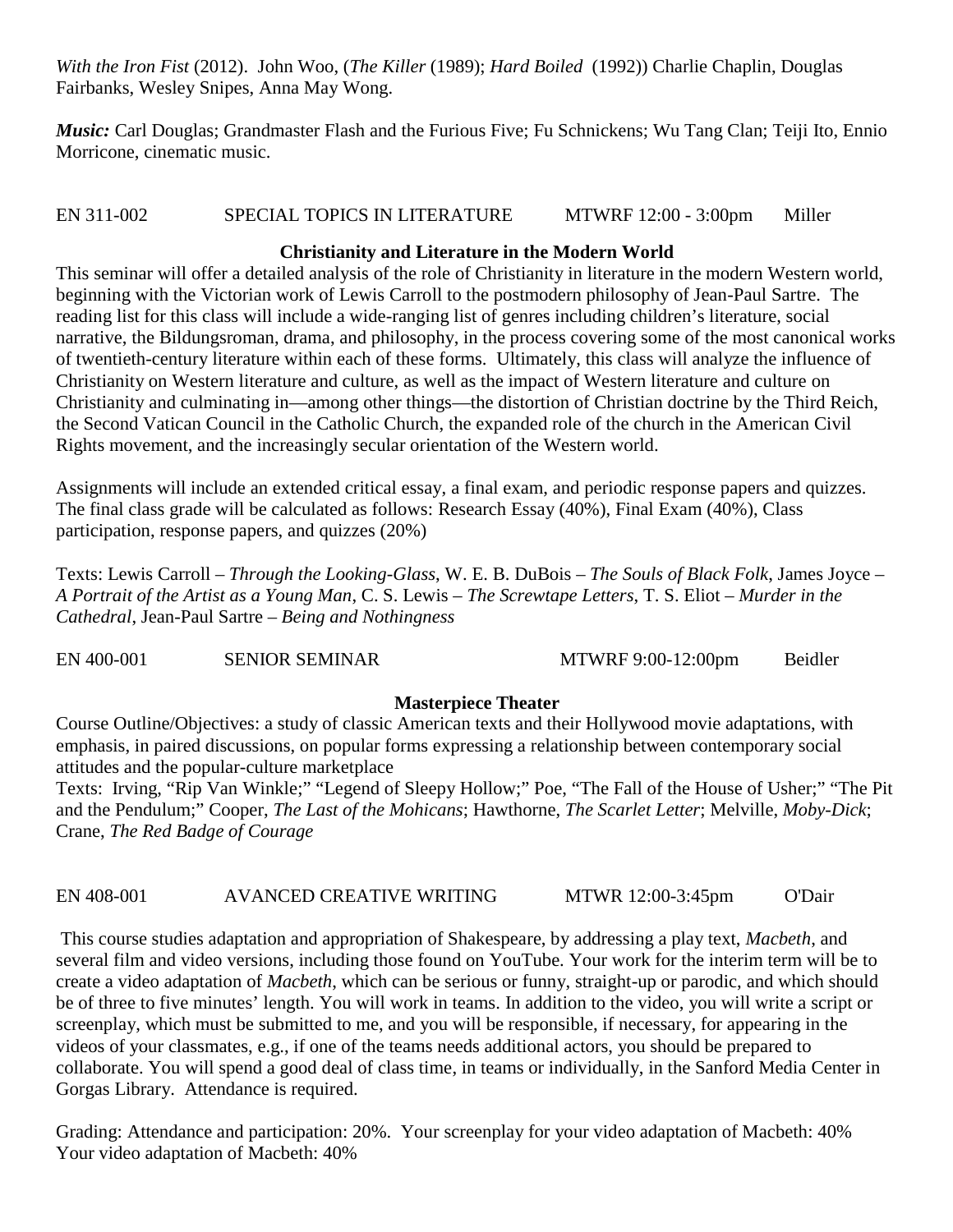*With the Iron Fist* (2012). John Woo, (*The Killer* (1989); *Hard Boiled* (1992)) Charlie Chaplin, Douglas Fairbanks, Wesley Snipes, Anna May Wong.

***Music:*** Carl Douglas; Grandmaster Flash and the Furious Five; Fu Schnickens; Wu Tang Clan; Teiji Ito, Ennio Morricone, cinematic music.

EN 311-002 SPECIAL TOPICS IN LITERATURE MTWRF 12:00 - 3:00pm Miller

**Christianity and Literature in the Modern World**

This seminar will offer a detailed analysis of the role of Christianity in literature in the modern Western world, beginning with the Victorian work of Lewis Carroll to the postmodern philosophy of Jean-Paul Sartre. The reading list for this class will include a wide-ranging list of genres including children's literature, social narrative, the Bildungsroman, drama, and philosophy, in the process covering some of the most canonical works of twentieth-century literature within each of these forms. Ultimately, this class will analyze the influence of Christianity on Western literature and culture, as well as the impact of Western literature and culture on Christianity and culminating in—among other things—the distortion of Christian doctrine by the Third Reich, the Second Vatican Council in the Catholic Church, the expanded role of the church in the American Civil Rights movement, and the increasingly secular orientation of the Western world.

Assignments will include an extended critical essay, a final exam, and periodic response papers and quizzes. The final class grade will be calculated as follows: Research Essay (40%), Final Exam (40%), Class participation, response papers, and quizzes (20%)

Texts: Lewis Carroll – *Through the Looking-Glass*, W. E. B. DuBois – *The Souls of Black Folk*, James Joyce – *A Portrait of the Artist as a Young Man*, C. S. Lewis – *The Screwtape Letters*, T. S. Eliot – *Murder in the Cathedral*, Jean-Paul Sartre – *Being and Nothingness*

EN 400-001 SENIOR SEMINAR MTWRF 9:00-12:00pm Beidler

**Masterpiece Theater**

Course Outline/Objectives: a study of classic American texts and their Hollywood movie adaptations, with emphasis, in paired discussions, on popular forms expressing a relationship between contemporary social attitudes and the popular-culture marketplace

Texts: Irving, "Rip Van Winkle;" "Legend of Sleepy Hollow;" Poe, "The Fall of the House of Usher;" "The Pit and the Pendulum;" Cooper, *The Last of the Mohicans*; Hawthorne, *The Scarlet Letter*; Melville, *Moby-Dick*; Crane, *The Red Badge of Courage*

EN 408-001 AVANCED CREATIVE WRITING MTWR 12:00-3:45pm O'Dair

This course studies adaptation and appropriation of Shakespeare, by addressing a play text, *Macbeth*, and several film and video versions, including those found on YouTube. Your work for the interim term will be to create a video adaptation of *Macbeth*, which can be serious or funny, straight-up or parodic, and which should be of three to five minutes' length. You will work in teams. In addition to the video, you will write a script or screenplay, which must be submitted to me, and you will be responsible, if necessary, for appearing in the videos of your classmates, e.g., if one of the teams needs additional actors, you should be prepared to collaborate. You will spend a good deal of class time, in teams or individually, in the Sanford Media Center in Gorgas Library. Attendance is required.

Grading: Attendance and participation: 20%. Your screenplay for your video adaptation of Macbeth: 40%
Your video adaptation of Macbeth: 40%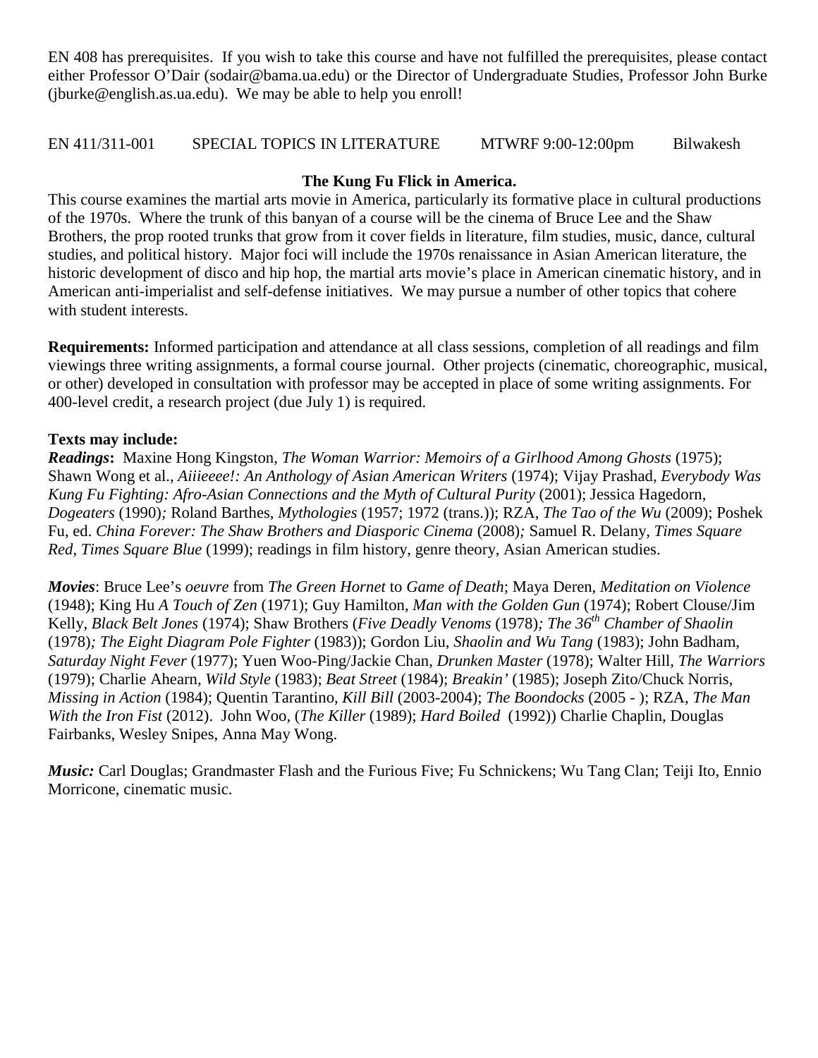EN 408 has prerequisites. If you wish to take this course and have not fulfilled the prerequisites, please contact either Professor O'Dair (sodair@bama.ua.edu) or the Director of Undergraduate Studies, Professor John Burke (jburke@english.as.ua.edu). We may be able to help you enroll!

EN 411/311-001 SPECIAL TOPICS IN LITERATURE MTWRF 9:00-12:00pm Bilwakesh

**The Kung Fu Flick in America.**

This course examines the martial arts movie in America, particularly its formative place in cultural productions of the 1970s. Where the trunk of this banyan of a course will be the cinema of Bruce Lee and the Shaw Brothers, the prop rooted trunks that grow from it cover fields in literature, film studies, music, dance, cultural studies, and political history. Major foci will include the 1970s renaissance in Asian American literature, the historic development of disco and hip hop, the martial arts movie's place in American cinematic history, and in American anti-imperialist and self-defense initiatives. We may pursue a number of other topics that cohere with student interests.

**Requirements:** Informed participation and attendance at all class sessions, completion of all readings and film viewings three writing assignments, a formal course journal. Other projects (cinematic, choreographic, musical, or other) developed in consultation with professor may be accepted in place of some writing assignments. For 400-level credit, a research project (due July 1) is required.

**Texts may include:**

***Readings*:** Maxine Hong Kingston, *The Woman Warrior: Memoirs of a Girlhood Among Ghosts* (1975); Shawn Wong et al., *Aiiieeee!: An Anthology of Asian American Writers* (1974); Vijay Prashad, *Everybody Was Kung Fu Fighting: Afro-Asian Connections and the Myth of Cultural Purity* (2001); Jessica Hagedorn, *Dogeaters* (1990); Roland Barthes, *Mythologies* (1957; 1972 (trans.)); RZA, *The Tao of the Wu* (2009); Poshek Fu, ed. *China Forever: The Shaw Brothers and Diasporic Cinema* (2008); Samuel R. Delany, *Times Square Red, Times Square Blue* (1999); readings in film history, genre theory, Asian American studies.

***Movies***: Bruce Lee's *oeuvre* from *The Green Hornet* to *Game of Death*; Maya Deren, *Meditation on Violence* (1948); King Hu *A Touch of Zen* (1971); Guy Hamilton, *Man with the Golden Gun* (1974); Robert Clouse/Jim Kelly, *Black Belt Jones* (1974); Shaw Brothers (*Five Deadly Venoms* (1978); *The 36th Chamber of Shaolin* (1978); *The Eight Diagram Pole Fighter* (1983)); Gordon Liu, *Shaolin and Wu Tang* (1983); John Badham, *Saturday Night Fever* (1977); Yuen Woo-Ping/Jackie Chan, *Drunken Master* (1978); Walter Hill, *The Warriors* (1979); Charlie Ahearn, *Wild Style* (1983); *Beat Street* (1984); *Breakin'* (1985); Joseph Zito/Chuck Norris, *Missing in Action* (1984); Quentin Tarantino, *Kill Bill* (2003-2004); *The Boondocks* (2005 - ); RZA, *The Man With the Iron Fist* (2012). John Woo, (*The Killer* (1989); *Hard Boiled* (1992)) Charlie Chaplin, Douglas Fairbanks, Wesley Snipes, Anna May Wong.

***Music:*** Carl Douglas; Grandmaster Flash and the Furious Five; Fu Schnickens; Wu Tang Clan; Teiji Ito, Ennio Morricone, cinematic music.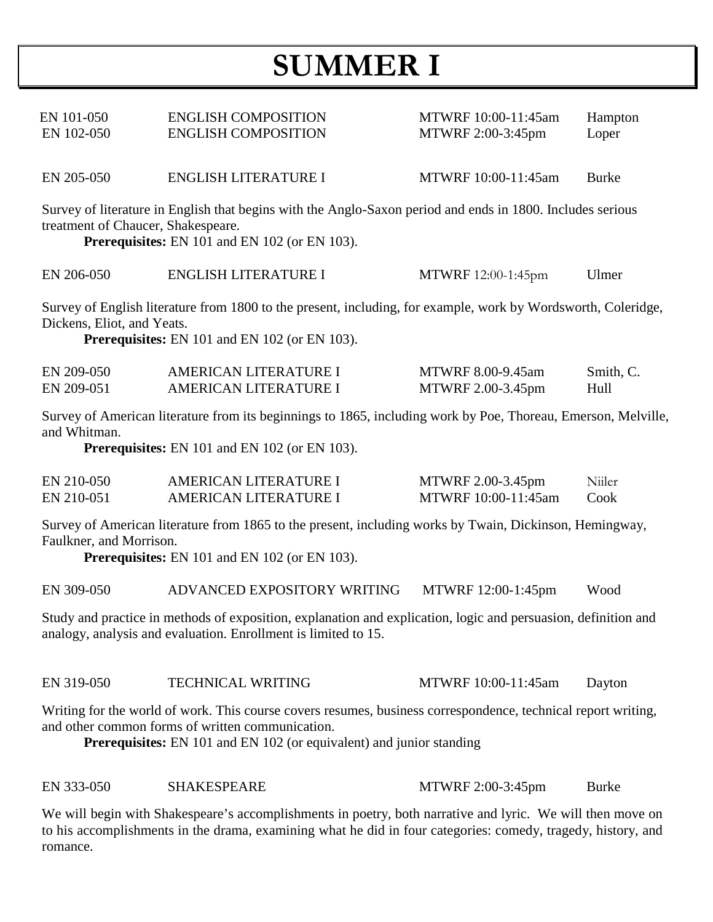# SUMMER I

| | | | |
|---|---|---|---|
| EN 101-050 | ENGLISH COMPOSITION | MTWRF 10:00-11:45am | Hampton |
| EN 102-050 | ENGLISH COMPOSITION | MTWRF 2:00-3:45pm | Loper |

| | | | |
|---|---|---|---|
| EN 205-050 | ENGLISH LITERATURE I | MTWRF 10:00-11:45am | Burke |

Survey of literature in English that begins with the Anglo-Saxon period and ends in 1800. Includes serious treatment of Chaucer, Shakespeare.

**Prerequisites:** EN 101 and EN 102 (or EN 103).

| | | | |
|---|---|---|---|
| EN 206-050 | ENGLISH LITERATURE I | MTWRF 12:00-1:45pm | Ulmer |

Survey of English literature from 1800 to the present, including, for example, work by Wordsworth, Coleridge, Dickens, Eliot, and Yeats.

**Prerequisites:** EN 101 and EN 102 (or EN 103).

| | | | |
|---|---|---|---|
| EN 209-050 | AMERICAN LITERATURE I | MTWRF 8.00-9.45am | Smith, C. |
| EN 209-051 | AMERICAN LITERATURE I | MTWRF 2.00-3.45pm | Hull |

Survey of American literature from its beginnings to 1865, including work by Poe, Thoreau, Emerson, Melville, and Whitman.

**Prerequisites:** EN 101 and EN 102 (or EN 103).

| | | | |
|---|---|---|---|
| EN 210-050 | AMERICAN LITERATURE I | MTWRF 2.00-3.45pm | Niiler |
| EN 210-051 | AMERICAN LITERATURE I | MTWRF 10:00-11:45am | Cook |

Survey of American literature from 1865 to the present, including works by Twain, Dickinson, Hemingway, Faulkner, and Morrison.

**Prerequisites:** EN 101 and EN 102 (or EN 103).

| | | | |
|---|---|---|---|
| EN 309-050 | ADVANCED EXPOSITORY WRITING | MTWRF 12:00-1:45pm | Wood |

Study and practice in methods of exposition, explanation and explication, logic and persuasion, definition and analogy, analysis and evaluation. Enrollment is limited to 15.

| | | | |
|---|---|---|---|
| EN 319-050 | TECHNICAL WRITING | MTWRF 10:00-11:45am | Dayton |

Writing for the world of work. This course covers resumes, business correspondence, technical report writing, and other common forms of written communication.

**Prerequisites:** EN 101 and EN 102 (or equivalent) and junior standing

| | | | |
|---|---|---|---|
| EN 333-050 | SHAKESPEARE | MTWRF 2:00-3:45pm | Burke |

We will begin with Shakespeare's accomplishments in poetry, both narrative and lyric. We will then move on to his accomplishments in the drama, examining what he did in four categories: comedy, tragedy, history, and romance.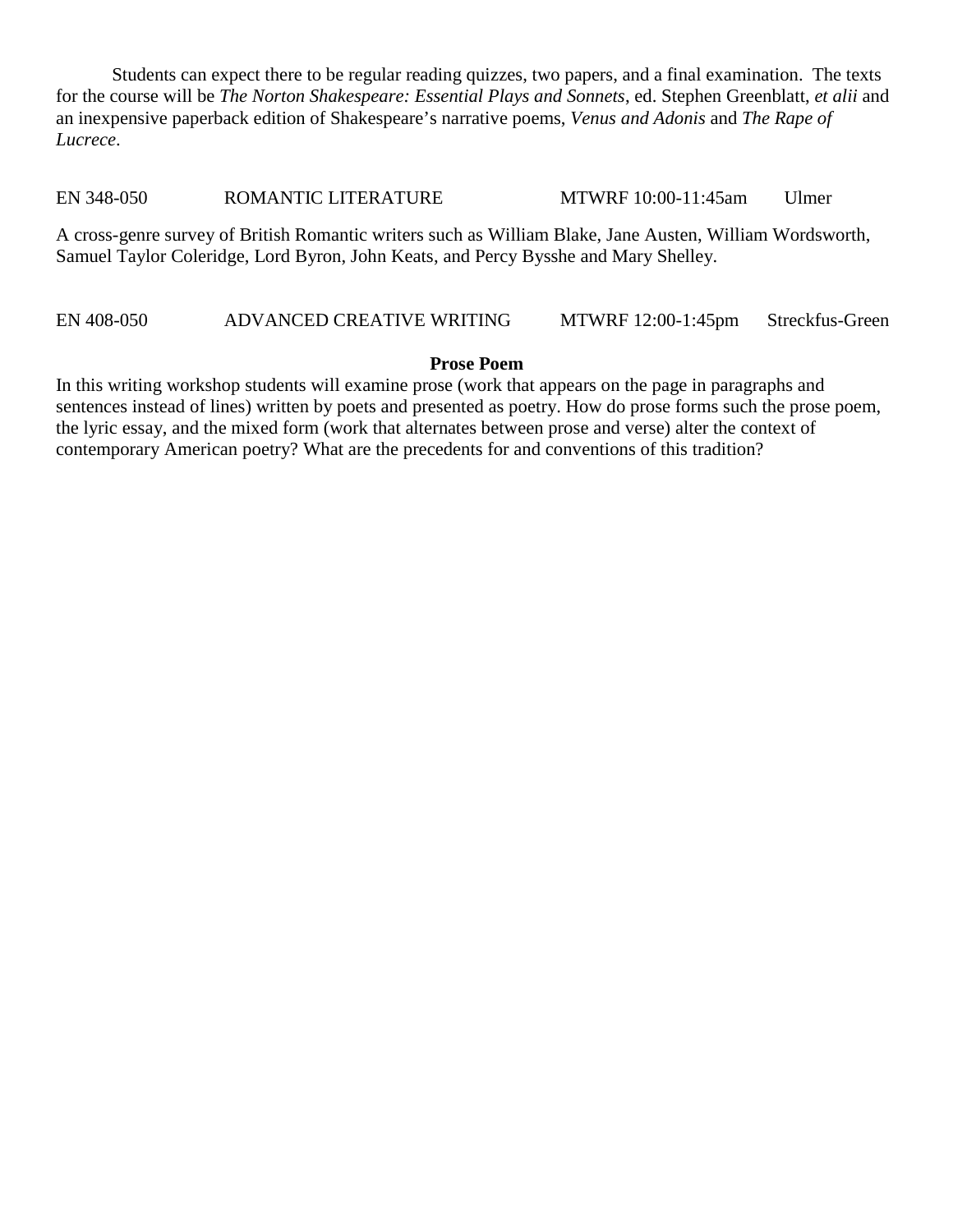Students can expect there to be regular reading quizzes, two papers, and a final examination. The texts for the course will be *The Norton Shakespeare: Essential Plays and Sonnets*, ed. Stephen Greenblatt, *et alii* and an inexpensive paperback edition of Shakespeare's narrative poems, *Venus and Adonis* and *The Rape of Lucrece*.

EN 348-050 ROMANTIC LITERATURE MTWRF 10:00-11:45am Ulmer

A cross-genre survey of British Romantic writers such as William Blake, Jane Austen, William Wordsworth, Samuel Taylor Coleridge, Lord Byron, John Keats, and Percy Bysshe and Mary Shelley.

EN 408-050 ADVANCED CREATIVE WRITING MTWRF 12:00-1:45pm Streckfus-Green

**Prose Poem**

In this writing workshop students will examine prose (work that appears on the page in paragraphs and sentences instead of lines) written by poets and presented as poetry. How do prose forms such the prose poem, the lyric essay, and the mixed form (work that alternates between prose and verse) alter the context of contemporary American poetry? What are the precedents for and conventions of this tradition?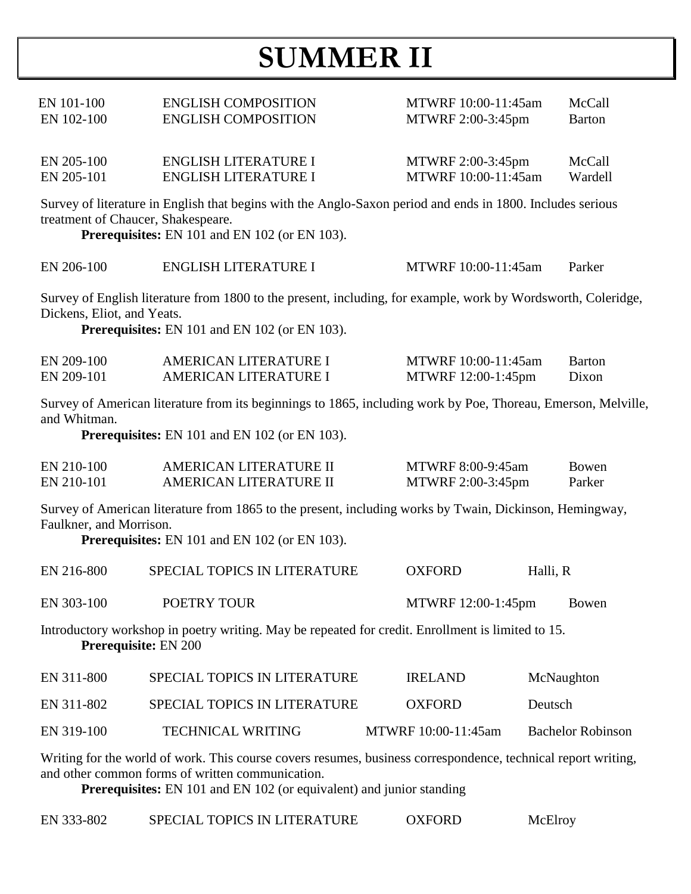# SUMMER II

| | | | |
|---|---|---|---|
| EN 101-100 | ENGLISH COMPOSITION | MTWRF 10:00-11:45am | McCall |
| EN 102-100 | ENGLISH COMPOSITION | MTWRF 2:00-3:45pm | Barton |

| | | | |
|---|---|---|---|
| EN 205-100 | ENGLISH LITERATURE I | MTWRF 2:00-3:45pm | McCall |
| EN 205-101 | ENGLISH LITERATURE I | MTWRF 10:00-11:45am | Wardell |

Survey of literature in English that begins with the Anglo-Saxon period and ends in 1800. Includes serious treatment of Chaucer, Shakespeare.

**Prerequisites:** EN 101 and EN 102 (or EN 103).

| | | | |
|---|---|---|---|
| EN 206-100 | ENGLISH LITERATURE I | MTWRF 10:00-11:45am | Parker |

Survey of English literature from 1800 to the present, including, for example, work by Wordsworth, Coleridge, Dickens, Eliot, and Yeats.

**Prerequisites:** EN 101 and EN 102 (or EN 103).

| | | | |
|---|---|---|---|
| EN 209-100 | AMERICAN LITERATURE I | MTWRF 10:00-11:45am | Barton |
| EN 209-101 | AMERICAN LITERATURE I | MTWRF 12:00-1:45pm | Dixon |

Survey of American literature from its beginnings to 1865, including work by Poe, Thoreau, Emerson, Melville, and Whitman.

**Prerequisites:** EN 101 and EN 102 (or EN 103).

| | | | |
|---|---|---|---|
| EN 210-100 | AMERICAN LITERATURE II | MTWRF 8:00-9:45am | Bowen |
| EN 210-101 | AMERICAN LITERATURE II | MTWRF 2:00-3:45pm | Parker |

Survey of American literature from 1865 to the present, including works by Twain, Dickinson, Hemingway, Faulkner, and Morrison.

**Prerequisites:** EN 101 and EN 102 (or EN 103).

| | | | |
|---|---|---|---|
| EN 216-800 | SPECIAL TOPICS IN LITERATURE | OXFORD | Halli, R |
| EN 303-100 | POETRY TOUR | MTWRF 12:00-1:45pm | Bowen |

Introductory workshop in poetry writing. May be repeated for credit. Enrollment is limited to 15.

**Prerequisite:** EN 200

| | | | |
|---|---|---|---|
| EN 311-800 | SPECIAL TOPICS IN LITERATURE | IRELAND | McNaughton |
| EN 311-802 | SPECIAL TOPICS IN LITERATURE | OXFORD | Deutsch |
| EN 319-100 | TECHNICAL WRITING | MTWRF 10:00-11:45am | Bachelor Robinson |

Writing for the world of work. This course covers resumes, business correspondence, technical report writing, and other common forms of written communication.

**Prerequisites:** EN 101 and EN 102 (or equivalent) and junior standing

| | | | |
|---|---|---|---|
| EN 333-802 | SPECIAL TOPICS IN LITERATURE | OXFORD | McElroy |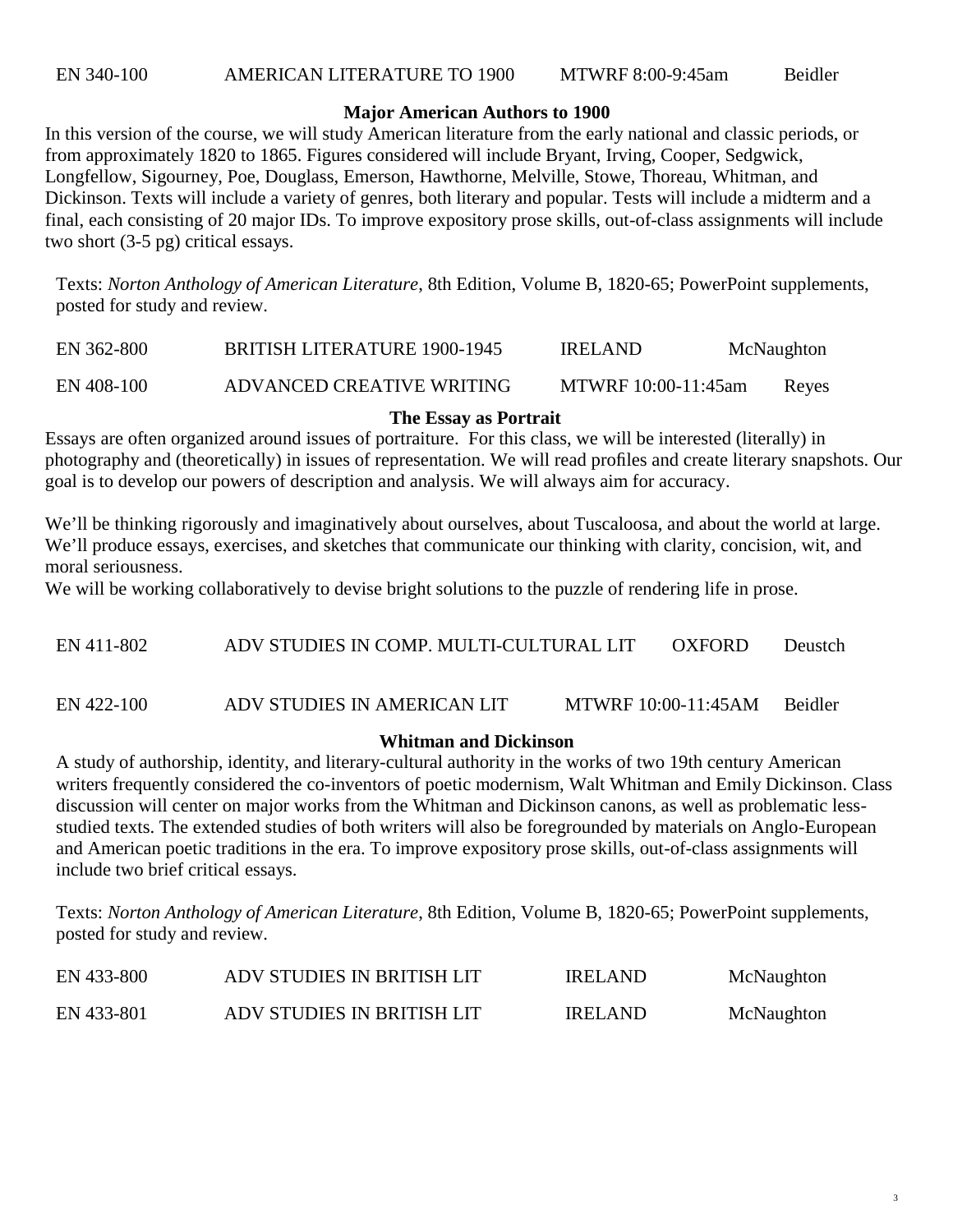| | | | |
|---|---|---|---|
| EN 340-100 | AMERICAN LITERATURE TO 1900 | MTWRF 8:00-9:45am | Beidler |

**Major American Authors to 1900**

In this version of the course, we will study American literature from the early national and classic periods, or from approximately 1820 to 1865. Figures considered will include Bryant, Irving, Cooper, Sedgwick, Longfellow, Sigourney, Poe, Douglass, Emerson, Hawthorne, Melville, Stowe, Thoreau, Whitman, and Dickinson. Texts will include a variety of genres, both literary and popular. Tests will include a midterm and a final, each consisting of 20 major IDs. To improve expository prose skills, out-of-class assignments will include two short (3-5 pg) critical essays.

Texts: *Norton Anthology of American Literature*, 8th Edition, Volume B, 1820-65; PowerPoint supplements, posted for study and review.

| | | | |
|---|---|---|---|
| EN 362-800 | BRITISH LITERATURE 1900-1945 | IRELAND | McNaughton |
| EN 408-100 | ADVANCED CREATIVE WRITING | MTWRF 10:00-11:45am | Reyes |

**The Essay as Portrait**

Essays are often organized around issues of portraiture. For this class, we will be interested (literally) in photography and (theoretically) in issues of representation. We will read profiles and create literary snapshots. Our goal is to develop our powers of description and analysis. We will always aim for accuracy.

We'll be thinking rigorously and imaginatively about ourselves, about Tuscaloosa, and about the world at large. We'll produce essays, exercises, and sketches that communicate our thinking with clarity, concision, wit, and moral seriousness.

We will be working collaboratively to devise bright solutions to the puzzle of rendering life in prose.

| | | | |
|---|---|---|---|
| EN 411-802 | ADV STUDIES IN COMP. MULTI-CULTURAL LIT | OXFORD | Deustch |
| EN 422-100 | ADV STUDIES IN AMERICAN LIT | MTWRF 10:00-11:45AM | Beidler |

**Whitman and Dickinson**

A study of authorship, identity, and literary-cultural authority in the works of two 19th century American writers frequently considered the co-inventors of poetic modernism, Walt Whitman and Emily Dickinson. Class discussion will center on major works from the Whitman and Dickinson canons, as well as problematic less-studied texts. The extended studies of both writers will also be foregrounded by materials on Anglo-European and American poetic traditions in the era. To improve expository prose skills, out-of-class assignments will include two brief critical essays.

Texts: *Norton Anthology of American Literature*, 8th Edition, Volume B, 1820-65; PowerPoint supplements, posted for study and review.

| | | | |
|---|---|---|---|
| EN 433-800 | ADV STUDIES IN BRITISH LIT | IRELAND | McNaughton |
| EN 433-801 | ADV STUDIES IN BRITISH LIT | IRELAND | McNaughton |